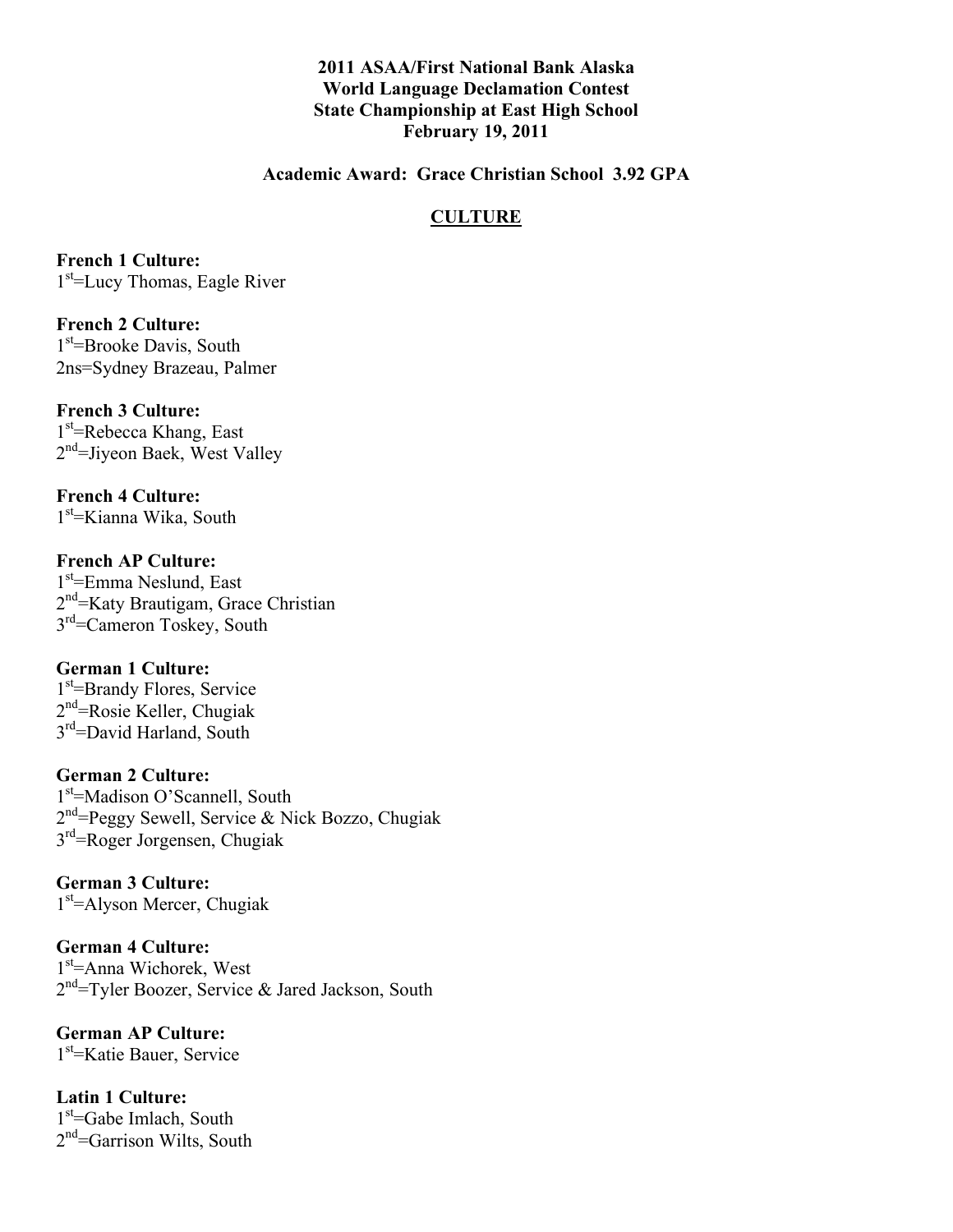**2011 ASAA/First National Bank Alaska**
**World Language Declamation Contest**
**State Championship at East High School**
**February 19, 2011**

**Academic Award: Grace Christian School 3.92 GPA**

## CULTURE

**French 1 Culture:**
1st=Lucy Thomas, Eagle River

**French 2 Culture:**
1st=Brooke Davis, South
2ns=Sydney Brazeau, Palmer

**French 3 Culture:**
1st=Rebecca Khang, East
2nd=Jiyeon Baek, West Valley

**French 4 Culture:**
1st=Kianna Wika, South

**French AP Culture:**
1st=Emma Neslund, East
2nd=Katy Brautigam, Grace Christian
3rd=Cameron Toskey, South

**German 1 Culture:**
1st=Brandy Flores, Service
2nd=Rosie Keller, Chugiak
3rd=David Harland, South

**German 2 Culture:**
1st=Madison O'Scannell, South
2nd=Peggy Sewell, Service & Nick Bozzo, Chugiak
3rd=Roger Jorgensen, Chugiak

**German 3 Culture:**
1st=Alyson Mercer, Chugiak

**German 4 Culture:**
1st=Anna Wichorek, West
2nd=Tyler Boozer, Service & Jared Jackson, South

**German AP Culture:**
1st=Katie Bauer, Service

**Latin 1 Culture:**
1st=Gabe Imlach, South
2nd=Garrison Wilts, South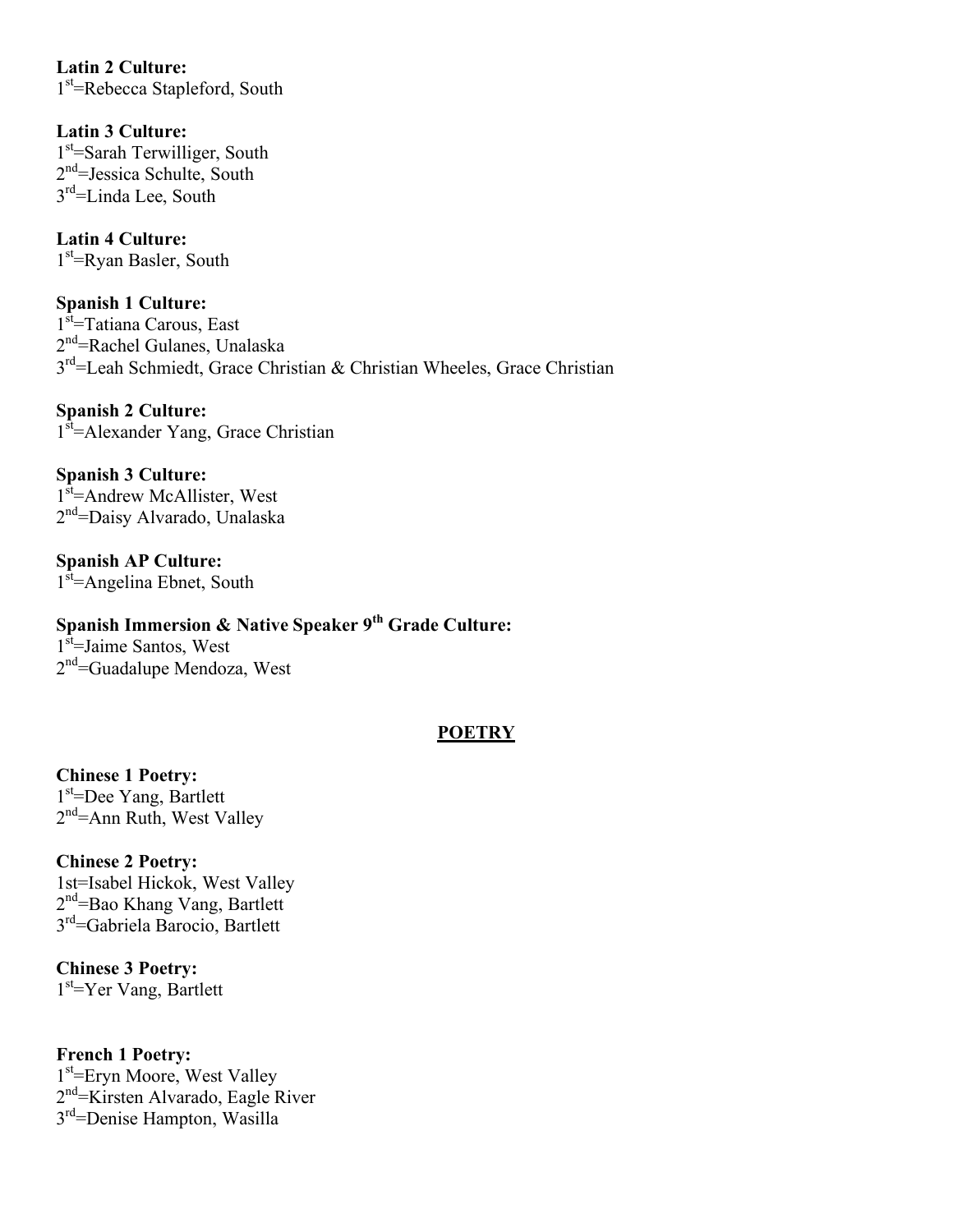**Latin 2 Culture:**
1st=Rebecca Stapleford, South

**Latin 3 Culture:**
1st=Sarah Terwilliger, South
2nd=Jessica Schulte, South
3rd=Linda Lee, South

**Latin 4 Culture:**
1st=Ryan Basler, South

**Spanish 1 Culture:**
1st=Tatiana Carous, East
2nd=Rachel Gulanes, Unalaska
3rd=Leah Schmiedt, Grace Christian & Christian Wheeles, Grace Christian

**Spanish 2 Culture:**
1st=Alexander Yang, Grace Christian

**Spanish 3 Culture:**
1st=Andrew McAllister, West
2nd=Daisy Alvarado, Unalaska

**Spanish AP Culture:**
1st=Angelina Ebnet, South

**Spanish Immersion & Native Speaker 9th Grade Culture:**
1st=Jaime Santos, West
2nd=Guadalupe Mendoza, West

## POETRY

**Chinese 1 Poetry:**
1st=Dee Yang, Bartlett
2nd=Ann Ruth, West Valley

**Chinese 2 Poetry:**
1st=Isabel Hickok, West Valley
2nd=Bao Khang Vang, Bartlett
3rd=Gabriela Barocio, Bartlett

**Chinese 3 Poetry:**
1st=Yer Vang, Bartlett

**French 1 Poetry:**
1st=Eryn Moore, West Valley
2nd=Kirsten Alvarado, Eagle River
3rd=Denise Hampton, Wasilla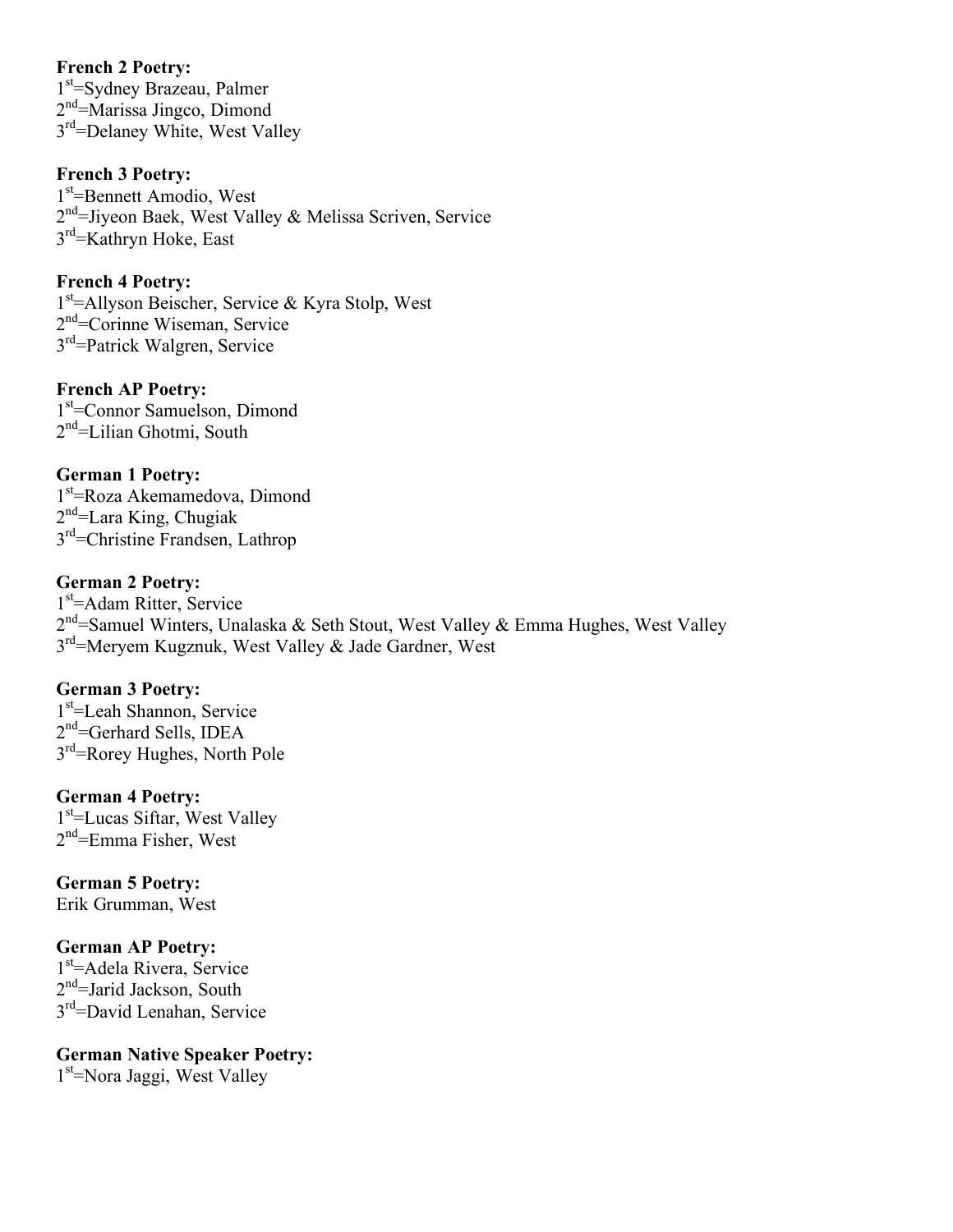**French 2 Poetry:**
1st=Sydney Brazeau, Palmer
2nd=Marissa Jingco, Dimond
3rd=Delaney White, West Valley

**French 3 Poetry:**
1st=Bennett Amodio, West
2nd=Jiyeon Baek, West Valley & Melissa Scriven, Service
3rd=Kathryn Hoke, East

**French 4 Poetry:**
1st=Allyson Beischer, Service & Kyra Stolp, West
2nd=Corinne Wiseman, Service
3rd=Patrick Walgren, Service

**French AP Poetry:**
1st=Connor Samuelson, Dimond
2nd=Lilian Ghotmi, South

**German 1 Poetry:**
1st=Roza Akemamedova, Dimond
2nd=Lara King, Chugiak
3rd=Christine Frandsen, Lathrop

**German 2 Poetry:**
1st=Adam Ritter, Service
2nd=Samuel Winters, Unalaska & Seth Stout, West Valley & Emma Hughes, West Valley
3rd=Meryem Kugznuk, West Valley & Jade Gardner, West

**German 3 Poetry:**
1st=Leah Shannon, Service
2nd=Gerhard Sells, IDEA
3rd=Rorey Hughes, North Pole

**German 4 Poetry:**
1st=Lucas Siftar, West Valley
2nd=Emma Fisher, West

**German 5 Poetry:**
Erik Grumman, West

**German AP Poetry:**
1st=Adela Rivera, Service
2nd=Jarid Jackson, South
3rd=David Lenahan, Service

**German Native Speaker Poetry:**
1st=Nora Jaggi, West Valley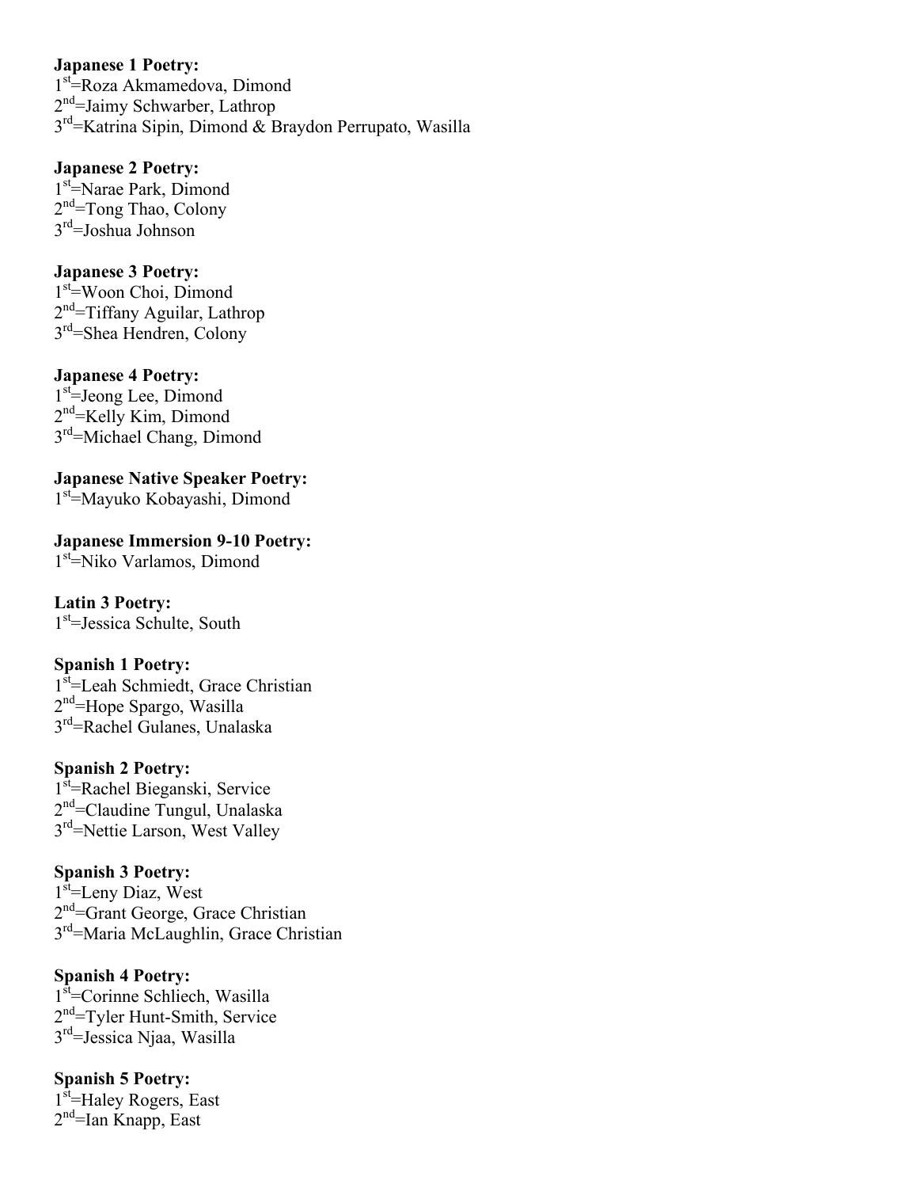**Japanese 1 Poetry:**
1st=Roza Akmamedova, Dimond
2nd=Jaimy Schwarber, Lathrop
3rd=Katrina Sipin, Dimond & Braydon Perrupato, Wasilla

**Japanese 2 Poetry:**
1st=Narae Park, Dimond
2nd=Tong Thao, Colony
3rd=Joshua Johnson

**Japanese 3 Poetry:**
1st=Woon Choi, Dimond
2nd=Tiffany Aguilar, Lathrop
3rd=Shea Hendren, Colony

**Japanese 4 Poetry:**
1st=Jeong Lee, Dimond
2nd=Kelly Kim, Dimond
3rd=Michael Chang, Dimond

**Japanese Native Speaker Poetry:**
1st=Mayuko Kobayashi, Dimond

**Japanese Immersion 9-10 Poetry:**
1st=Niko Varlamos, Dimond

**Latin 3 Poetry:**
1st=Jessica Schulte, South

**Spanish 1 Poetry:**
1st=Leah Schmiedt, Grace Christian
2nd=Hope Spargo, Wasilla
3rd=Rachel Gulanes, Unalaska

**Spanish 2 Poetry:**
1st=Rachel Bieganski, Service
2nd=Claudine Tungul, Unalaska
3rd=Nettie Larson, West Valley

**Spanish 3 Poetry:**
1st=Leny Diaz, West
2nd=Grant George, Grace Christian
3rd=Maria McLaughlin, Grace Christian

**Spanish 4 Poetry:**
1st=Corinne Schliech, Wasilla
2nd=Tyler Hunt-Smith, Service
3rd=Jessica Njaa, Wasilla

**Spanish 5 Poetry:**
1st=Haley Rogers, East
2nd=Ian Knapp, East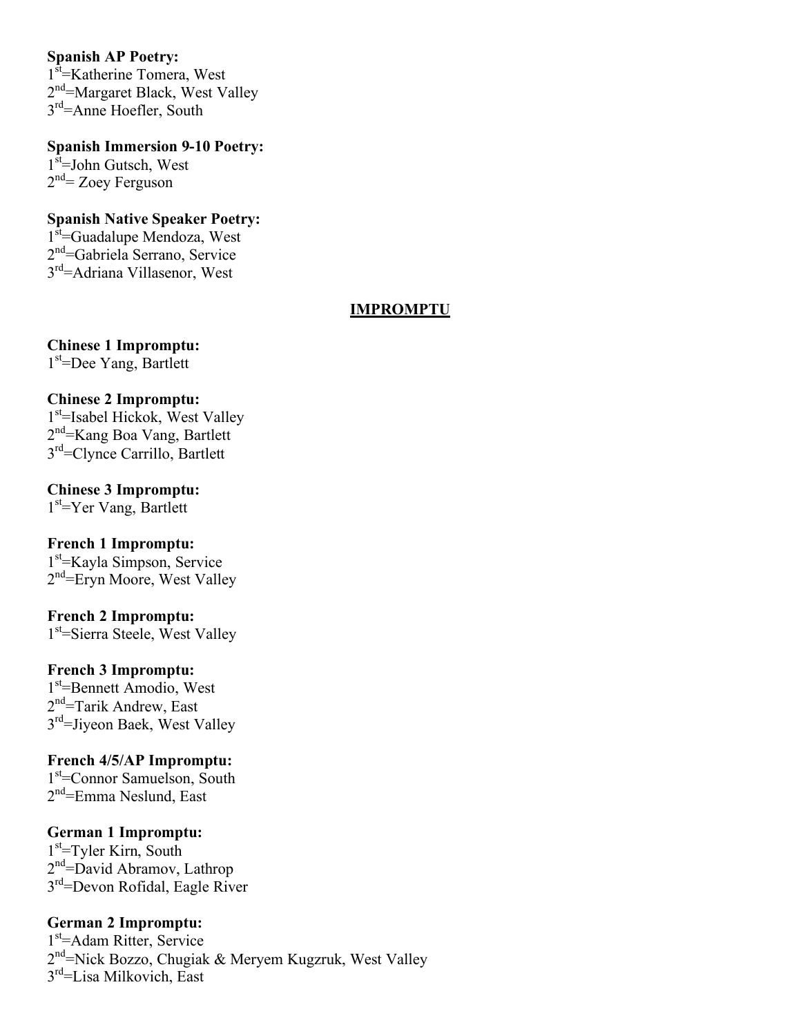**Spanish AP Poetry:**
1st=Katherine Tomera, West
2nd=Margaret Black, West Valley
3rd=Anne Hoefler, South

**Spanish Immersion 9-10 Poetry:**
1st=John Gutsch, West
2nd= Zoey Ferguson

**Spanish Native Speaker Poetry:**
1st=Guadalupe Mendoza, West
2nd=Gabriela Serrano, Service
3rd=Adriana Villasenor, West

## IMPROMPTU

**Chinese 1 Impromptu:**
1st=Dee Yang, Bartlett

**Chinese 2 Impromptu:**
1st=Isabel Hickok, West Valley
2nd=Kang Boa Vang, Bartlett
3rd=Clynce Carrillo, Bartlett

**Chinese 3 Impromptu:**
1st=Yer Vang, Bartlett

**French 1 Impromptu:**
1st=Kayla Simpson, Service
2nd=Eryn Moore, West Valley

**French 2 Impromptu:**
1st=Sierra Steele, West Valley

**French 3 Impromptu:**
1st=Bennett Amodio, West
2nd=Tarik Andrew, East
3rd=Jiyeon Baek, West Valley

**French 4/5/AP Impromptu:**
1st=Connor Samuelson, South
2nd=Emma Neslund, East

**German 1 Impromptu:**
1st=Tyler Kirn, South
2nd=David Abramov, Lathrop
3rd=Devon Rofidal, Eagle River

**German 2 Impromptu:**
1st=Adam Ritter, Service
2nd=Nick Bozzo, Chugiak & Meryem Kugzruk, West Valley
3rd=Lisa Milkovich, East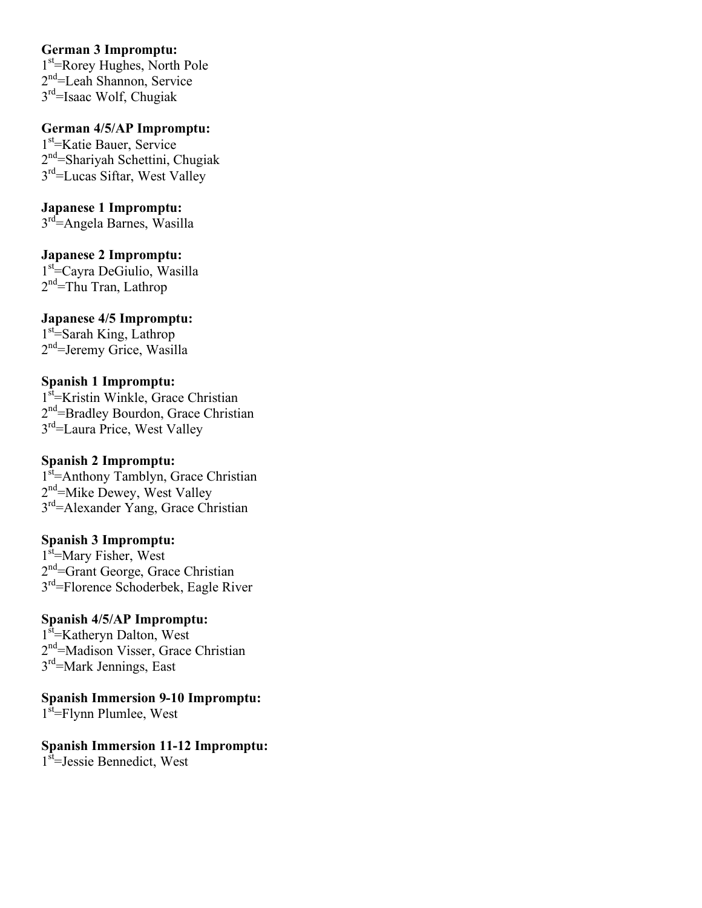**German 3 Impromptu:**
1st=Rorey Hughes, North Pole
2nd=Leah Shannon, Service
3rd=Isaac Wolf, Chugiak

**German 4/5/AP Impromptu:**
1st=Katie Bauer, Service
2nd=Shariyah Schettini, Chugiak
3rd=Lucas Siftar, West Valley

**Japanese 1 Impromptu:**
3rd=Angela Barnes, Wasilla

**Japanese 2 Impromptu:**
1st=Cayra DeGiulio, Wasilla
2nd=Thu Tran, Lathrop

**Japanese 4/5 Impromptu:**
1st=Sarah King, Lathrop
2nd=Jeremy Grice, Wasilla

**Spanish 1 Impromptu:**
1st=Kristin Winkle, Grace Christian
2nd=Bradley Bourdon, Grace Christian
3rd=Laura Price, West Valley

**Spanish 2 Impromptu:**
1st=Anthony Tamblyn, Grace Christian
2nd=Mike Dewey, West Valley
3rd=Alexander Yang, Grace Christian

**Spanish 3 Impromptu:**
1st=Mary Fisher, West
2nd=Grant George, Grace Christian
3rd=Florence Schoderbek, Eagle River

**Spanish 4/5/AP Impromptu:**
1st=Katheryn Dalton, West
2nd=Madison Visser, Grace Christian
3rd=Mark Jennings, East

**Spanish Immersion 9-10 Impromptu:**
1st=Flynn Plumlee, West

**Spanish Immersion 11-12 Impromptu:**
1st=Jessie Bennedict, West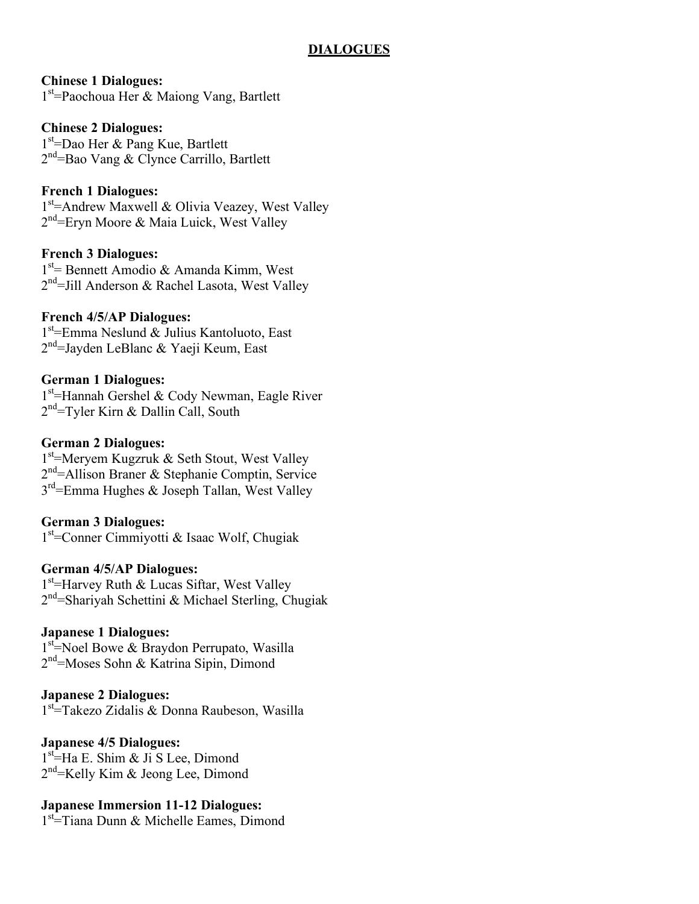# DIALOGUES

**Chinese 1 Dialogues:**
1st=Paochoua Her & Maiong Vang, Bartlett

**Chinese 2 Dialogues:**
1st=Dao Her & Pang Kue, Bartlett
2nd=Bao Vang & Clynce Carrillo, Bartlett

**French 1 Dialogues:**
1st=Andrew Maxwell & Olivia Veazey, West Valley
2nd=Eryn Moore & Maia Luick, West Valley

**French 3 Dialogues:**
1st= Bennett Amodio & Amanda Kimm, West
2nd=Jill Anderson & Rachel Lasota, West Valley

**French 4/5/AP Dialogues:**
1st=Emma Neslund & Julius Kantoluoto, East
2nd=Jayden LeBlanc & Yaeji Keum, East

**German 1 Dialogues:**
1st=Hannah Gershel & Cody Newman, Eagle River
2nd=Tyler Kirn & Dallin Call, South

**German 2 Dialogues:**
1st=Meryem Kugzruk & Seth Stout, West Valley
2nd=Allison Braner & Stephanie Comptin, Service
3rd=Emma Hughes & Joseph Tallan, West Valley

**German 3 Dialogues:**
1st=Conner Cimmiyotti & Isaac Wolf, Chugiak

**German 4/5/AP Dialogues:**
1st=Harvey Ruth & Lucas Siftar, West Valley
2nd=Shariyah Schettini & Michael Sterling, Chugiak

**Japanese 1 Dialogues:**
1st=Noel Bowe & Braydon Perrupato, Wasilla
2nd=Moses Sohn & Katrina Sipin, Dimond

**Japanese 2 Dialogues:**
1st=Takezo Zidalis & Donna Raubeson, Wasilla

**Japanese 4/5 Dialogues:**
1st=Ha E. Shim & Ji S Lee, Dimond
2nd=Kelly Kim & Jeong Lee, Dimond

**Japanese Immersion 11-12 Dialogues:**
1st=Tiana Dunn & Michelle Eames, Dimond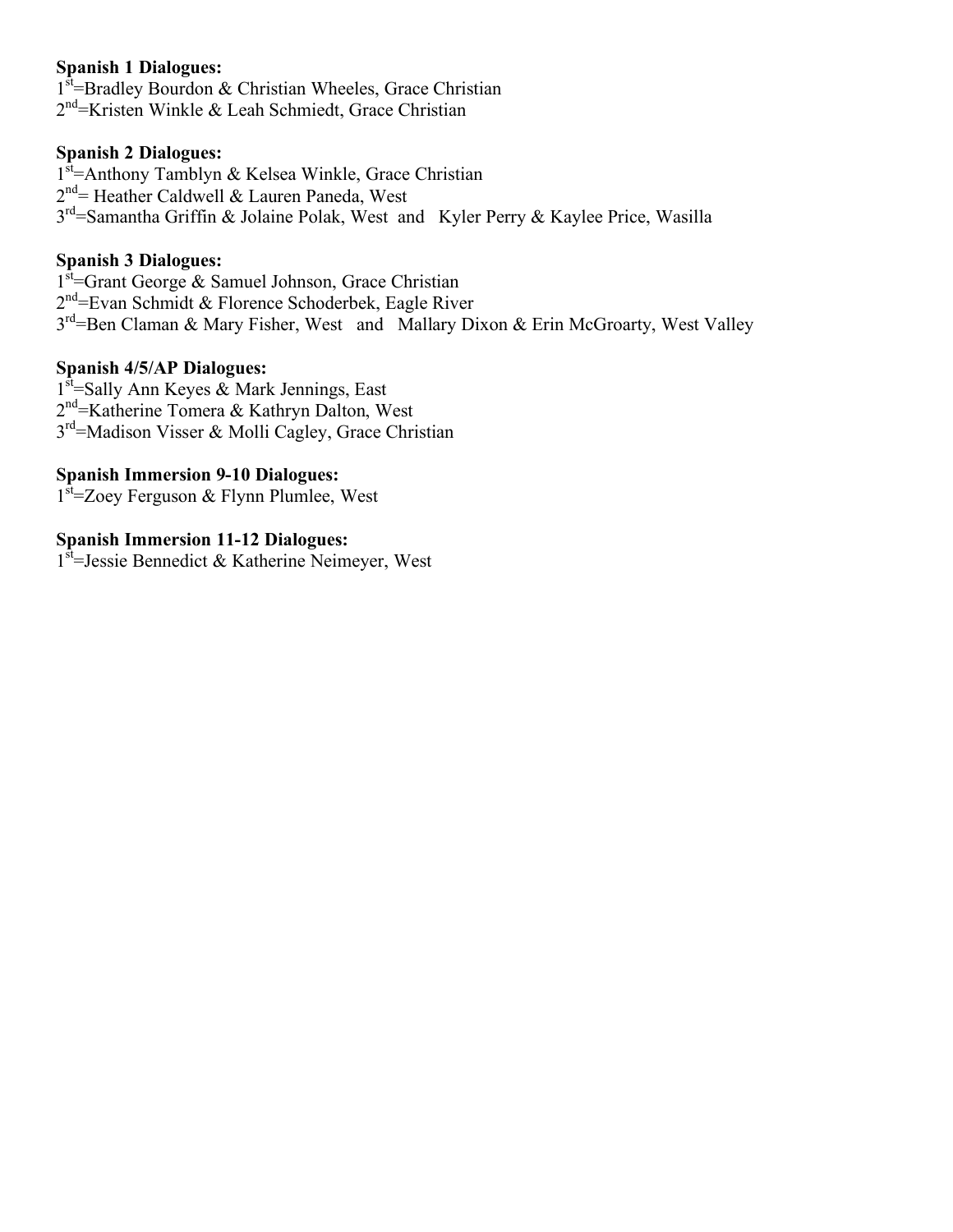**Spanish 1 Dialogues:**
1st=Bradley Bourdon & Christian Wheeles, Grace Christian
2nd=Kristen Winkle & Leah Schmiedt, Grace Christian

**Spanish 2 Dialogues:**
1st=Anthony Tamblyn & Kelsea Winkle, Grace Christian
2nd= Heather Caldwell & Lauren Paneda, West
3rd=Samantha Griffin & Jolaine Polak, West and Kyler Perry & Kaylee Price, Wasilla

**Spanish 3 Dialogues:**
1st=Grant George & Samuel Johnson, Grace Christian
2nd=Evan Schmidt & Florence Schoderbek, Eagle River
3rd=Ben Claman & Mary Fisher, West and Mallary Dixon & Erin McGroarty, West Valley

**Spanish 4/5/AP Dialogues:**
1st=Sally Ann Keyes & Mark Jennings, East
2nd=Katherine Tomera & Kathryn Dalton, West
3rd=Madison Visser & Molli Cagley, Grace Christian

**Spanish Immersion 9-10 Dialogues:**
1st=Zoey Ferguson & Flynn Plumlee, West

**Spanish Immersion 11-12 Dialogues:**
1st=Jessie Bennedict & Katherine Neimeyer, West